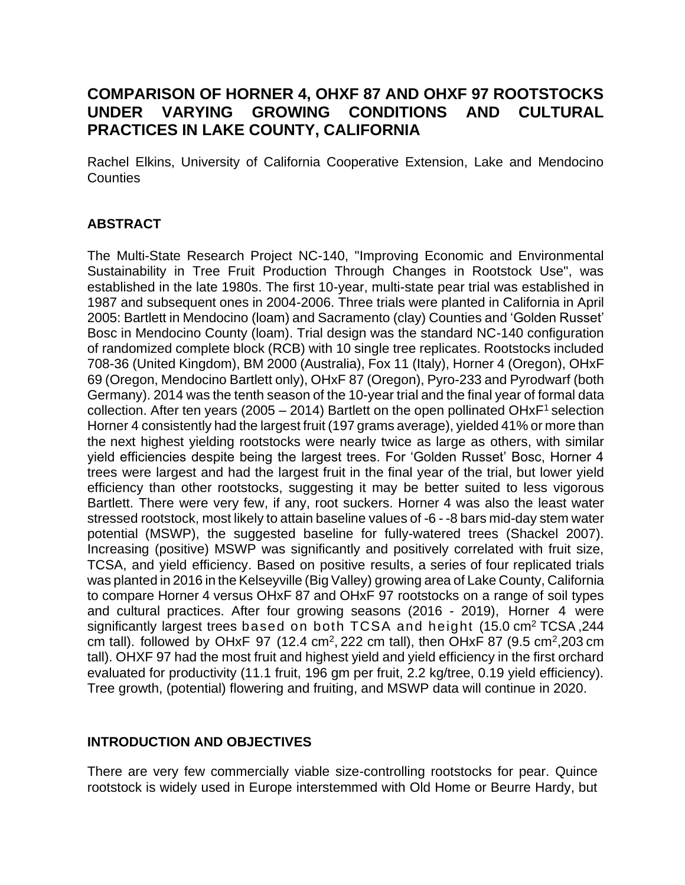# COMPARISON OF HORNER 4, OHXF 87 AND OHXF 97 ROOTSTOCKS UNDER VARYING GROWING CONDITIONS AND CULTURAL PRACTICES IN LAKE COUNTY, CALIFORNIA

Rachel Elkins, University of California Cooperative Extension, Lake and Mendocino Counties

## ABSTRACT

The Multi-State Research Project NC-140, "Improving Economic and Environmental Sustainability in Tree Fruit Production Through Changes in Rootstock Use", was established in the late 1980s. The first 10-year, multi-state pear trial was established in 1987 and subsequent ones in 2004-2006. Three trials were planted in California in April 2005: Bartlett in Mendocino (loam) and Sacramento (clay) Counties and 'Golden Russet' Bosc in Mendocino County (loam). Trial design was the standard NC-140 configuration of randomized complete block (RCB) with 10 single tree replicates. Rootstocks included 708-36 (United Kingdom), BM 2000 (Australia), Fox 11 (Italy), Horner 4 (Oregon), OHxF 69 (Oregon, Mendocino Bartlett only), OHxF 87 (Oregon), Pyro-233 and Pyrodwarf (both Germany). 2014 was the tenth season of the 10-year trial and the final year of formal data collection. After ten years (2005 – 2014) Bartlett on the open pollinated OHxF[1] selection Horner 4 consistently had the largest fruit (197 grams average), yielded 41% or more than the next highest yielding rootstocks were nearly twice as large as others, with similar yield efficiencies despite being the largest trees. For 'Golden Russet' Bosc, Horner 4 trees were largest and had the largest fruit in the final year of the trial, but lower yield efficiency than other rootstocks, suggesting it may be better suited to less vigorous Bartlett. There were very few, if any, root suckers. Horner 4 was also the least water stressed rootstock, most likely to attain baseline values of -6 - -8 bars mid-day stem water potential (MSWP), the suggested baseline for fully-watered trees (Shackel 2007). Increasing (positive) MSWP was significantly and positively correlated with fruit size, TCSA, and yield efficiency. Based on positive results, a series of four replicated trials was planted in 2016 in the Kelseyville (Big Valley) growing area of Lake County, California to compare Horner 4 versus OHxF 87 and OHxF 97 rootstocks on a range of soil types and cultural practices. After four growing seasons (2016 - 2019), Horner 4 were significantly largest trees based on both TCSA and height (15.0 $cm^2$ TCSA ,244 cm tall). followed by OHxF 97 (12.4 $cm^2$, 222 cm tall), then OHxF 87 (9.5 $cm^2$,203 cm tall). OHXF 97 had the most fruit and highest yield and yield efficiency in the first orchard evaluated for productivity (11.1 fruit, 196 gm per fruit, 2.2 kg/tree, 0.19 yield efficiency). Tree growth, (potential) flowering and fruiting, and MSWP data will continue in 2020.

## INTRODUCTION AND OBJECTIVES

There are very few commercially viable size-controlling rootstocks for pear. Quince rootstock is widely used in Europe interstemmed with Old Home or Beurre Hardy, but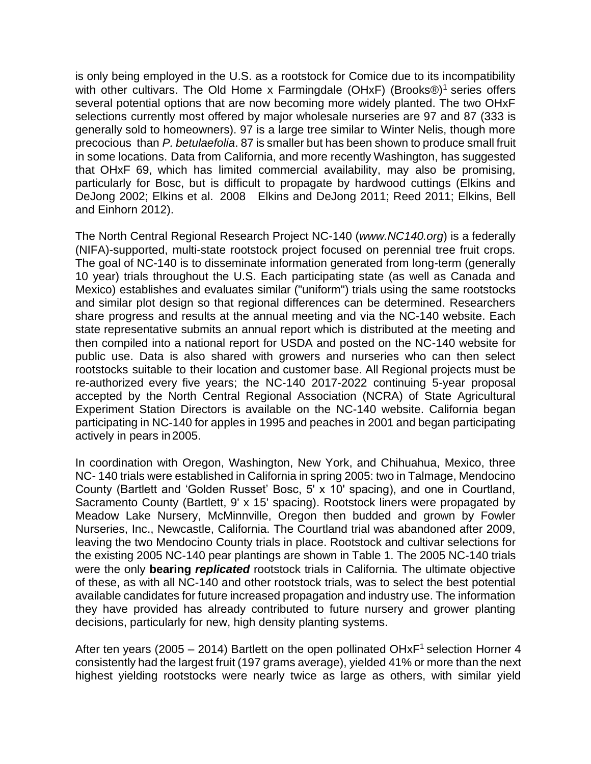is only being employed in the U.S. as a rootstock for Comice due to its incompatibility with other cultivars. The Old Home x Farmingdale (OHxF) (Brooks®)[1] series offers several potential options that are now becoming more widely planted. The two OHxF selections currently most offered by major wholesale nurseries are 97 and 87 (333 is generally sold to homeowners). 97 is a large tree similar to Winter Nelis, though more precocious than *P. betulaefolia*. 87 is smaller but has been shown to produce small fruit in some locations. Data from California, and more recently Washington, has suggested that OHxF 69, which has limited commercial availability, may also be promising, particularly for Bosc, but is difficult to propagate by hardwood cuttings (Elkins and DeJong 2002; Elkins et al. 2008 Elkins and DeJong 2011; Reed 2011; Elkins, Bell and Einhorn 2012).

The North Central Regional Research Project NC-140 (*www.NC140.org*) is a federally (NIFA)-supported, multi-state rootstock project focused on perennial tree fruit crops. The goal of NC-140 is to disseminate information generated from long-term (generally 10 year) trials throughout the U.S. Each participating state (as well as Canada and Mexico) establishes and evaluates similar ("uniform") trials using the same rootstocks and similar plot design so that regional differences can be determined. Researchers share progress and results at the annual meeting and via the NC-140 website. Each state representative submits an annual report which is distributed at the meeting and then compiled into a national report for USDA and posted on the NC-140 website for public use. Data is also shared with growers and nurseries who can then select rootstocks suitable to their location and customer base. All Regional projects must be re-authorized every five years; the NC-140 2017-2022 continuing 5-year proposal accepted by the North Central Regional Association (NCRA) of State Agricultural Experiment Station Directors is available on the NC-140 website. California began participating in NC-140 for apples in 1995 and peaches in 2001 and began participating actively in pears in 2005.

In coordination with Oregon, Washington, New York, and Chihuahua, Mexico, three NC- 140 trials were established in California in spring 2005: two in Talmage, Mendocino County (Bartlett and 'Golden Russet' Bosc, 5' x 10' spacing), and one in Courtland, Sacramento County (Bartlett, 9' x 15' spacing). Rootstock liners were propagated by Meadow Lake Nursery, McMinnville, Oregon then budded and grown by Fowler Nurseries, Inc., Newcastle, California. The Courtland trial was abandoned after 2009, leaving the two Mendocino County trials in place. Rootstock and cultivar selections for the existing 2005 NC-140 pear plantings are shown in Table 1. The 2005 NC-140 trials were the only **bearing *replicated*** rootstock trials in California. The ultimate objective of these, as with all NC-140 and other rootstock trials, was to select the best potential available candidates for future increased propagation and industry use. The information they have provided has already contributed to future nursery and grower planting decisions, particularly for new, high density planting systems.

After ten years (2005 – 2014) Bartlett on the open pollinated OHxF[1] selection Horner 4 consistently had the largest fruit (197 grams average), yielded 41% or more than the next highest yielding rootstocks were nearly twice as large as others, with similar yield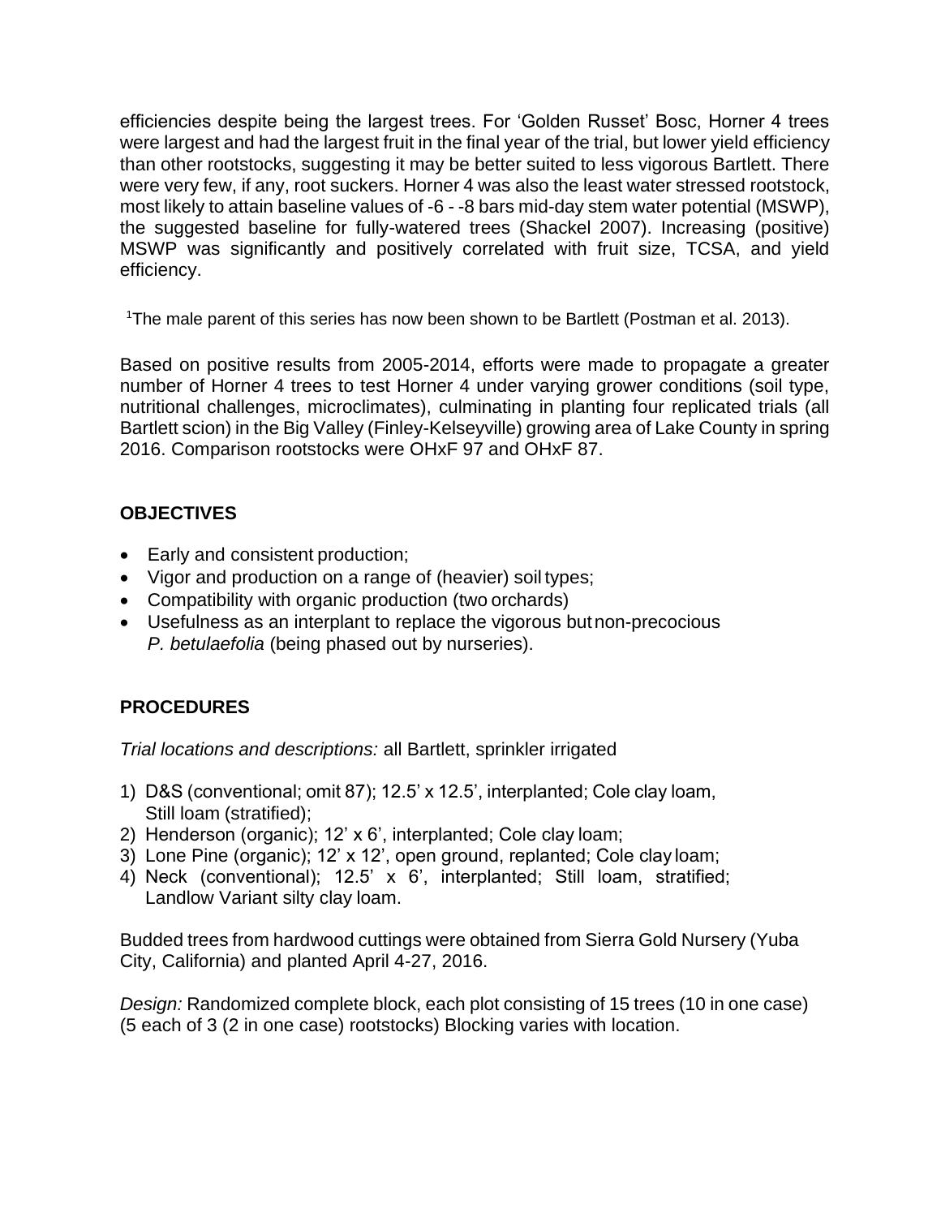efficiencies despite being the largest trees. For 'Golden Russet' Bosc, Horner 4 trees were largest and had the largest fruit in the final year of the trial, but lower yield efficiency than other rootstocks, suggesting it may be better suited to less vigorous Bartlett. There were very few, if any, root suckers. Horner 4 was also the least water stressed rootstock, most likely to attain baseline values of -6 - -8 bars mid-day stem water potential (MSWP), the suggested baseline for fully-watered trees (Shackel 2007). Increasing (positive) MSWP was significantly and positively correlated with fruit size, TCSA, and yield efficiency.

[1]The male parent of this series has now been shown to be Bartlett (Postman et al. 2013).

Based on positive results from 2005-2014, efforts were made to propagate a greater number of Horner 4 trees to test Horner 4 under varying grower conditions (soil type, nutritional challenges, microclimates), culminating in planting four replicated trials (all Bartlett scion) in the Big Valley (Finley-Kelseyville) growing area of Lake County in spring 2016. Comparison rootstocks were OHxF 97 and OHxF 87.

## OBJECTIVES

- Early and consistent production;
- Vigor and production on a range of (heavier) soil types;
- Compatibility with organic production (two orchards)
- Usefulness as an interplant to replace the vigorous but non-precocious *P. betulaefolia* (being phased out by nurseries).

## PROCEDURES

*Trial locations and descriptions:* all Bartlett, sprinkler irrigated

1) D&S (conventional; omit 87); 12.5' x 12.5', interplanted; Cole clay loam, Still loam (stratified);
2) Henderson (organic); 12' x 6', interplanted; Cole clay loam;
3) Lone Pine (organic); 12' x 12', open ground, replanted; Cole clay loam;
4) Neck (conventional); 12.5' x 6', interplanted; Still loam, stratified; Landlow Variant silty clay loam.

Budded trees from hardwood cuttings were obtained from Sierra Gold Nursery (Yuba City, California) and planted April 4-27, 2016.

*Design:* Randomized complete block, each plot consisting of 15 trees (10 in one case) (5 each of 3 (2 in one case) rootstocks) Blocking varies with location.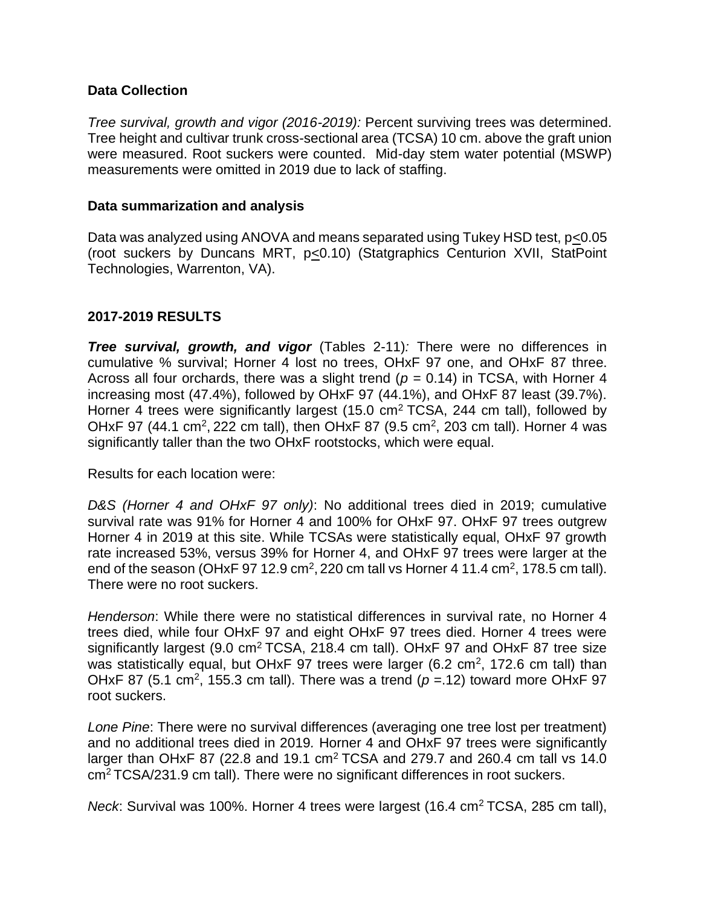**Data Collection**

*Tree survival, growth and vigor (2016-2019):* Percent surviving trees was determined. Tree height and cultivar trunk cross-sectional area (TCSA) 10 cm. above the graft union were measured. Root suckers were counted. Mid-day stem water potential (MSWP) measurements were omitted in 2019 due to lack of staffing.

**Data summarization and analysis**

Data was analyzed using ANOVA and means separated using Tukey HSD test, $p \leq 0.05$ (root suckers by Duncans MRT, $p \leq 0.10$) (Statgraphics Centurion XVII, StatPoint Technologies, Warrenton, VA).

**2017-2019 RESULTS**

***Tree survival, growth, and vigor*** (Tables 2-11)*:* There were no differences in cumulative % survival; Horner 4 lost no trees, OHxF 97 one, and OHxF 87 three. Across all four orchards, there was a slight trend ($p$ = 0.14) in TCSA, with Horner 4 increasing most (47.4%), followed by OHxF 97 (44.1%), and OHxF 87 least (39.7%). Horner 4 trees were significantly largest (15.0 cm$^2$ TCSA, 244 cm tall), followed by OHxF 97 (44.1 cm$^2$, 222 cm tall), then OHxF 87 (9.5 cm$^2$, 203 cm tall). Horner 4 was significantly taller than the two OHxF rootstocks, which were equal.

Results for each location were:

*D&S (Horner 4 and OHxF 97 only)*: No additional trees died in 2019; cumulative survival rate was 91% for Horner 4 and 100% for OHxF 97. OHxF 97 trees outgrew Horner 4 in 2019 at this site. While TCSAs were statistically equal, OHxF 97 growth rate increased 53%, versus 39% for Horner 4, and OHxF 97 trees were larger at the end of the season (OHxF 97 12.9 cm$^2$, 220 cm tall vs Horner 4 11.4 cm$^2$, 178.5 cm tall). There were no root suckers.

*Henderson*: While there were no statistical differences in survival rate, no Horner 4 trees died, while four OHxF 97 and eight OHxF 97 trees died. Horner 4 trees were significantly largest (9.0 cm$^2$ TCSA, 218.4 cm tall). OHxF 97 and OHxF 87 tree size was statistically equal, but OHxF 97 trees were larger (6.2 cm$^2$, 172.6 cm tall) than OHxF 87 (5.1 cm$^2$, 155.3 cm tall). There was a trend ($p$ =.12) toward more OHxF 97 root suckers.

*Lone Pine*: There were no survival differences (averaging one tree lost per treatment) and no additional trees died in 2019. Horner 4 and OHxF 97 trees were significantly larger than OHxF 87 (22.8 and 19.1 cm$^2$ TCSA and 279.7 and 260.4 cm tall vs 14.0 cm$^2$ TCSA/231.9 cm tall). There were no significant differences in root suckers.

*Neck*: Survival was 100%. Horner 4 trees were largest (16.4 cm$^2$ TCSA, 285 cm tall),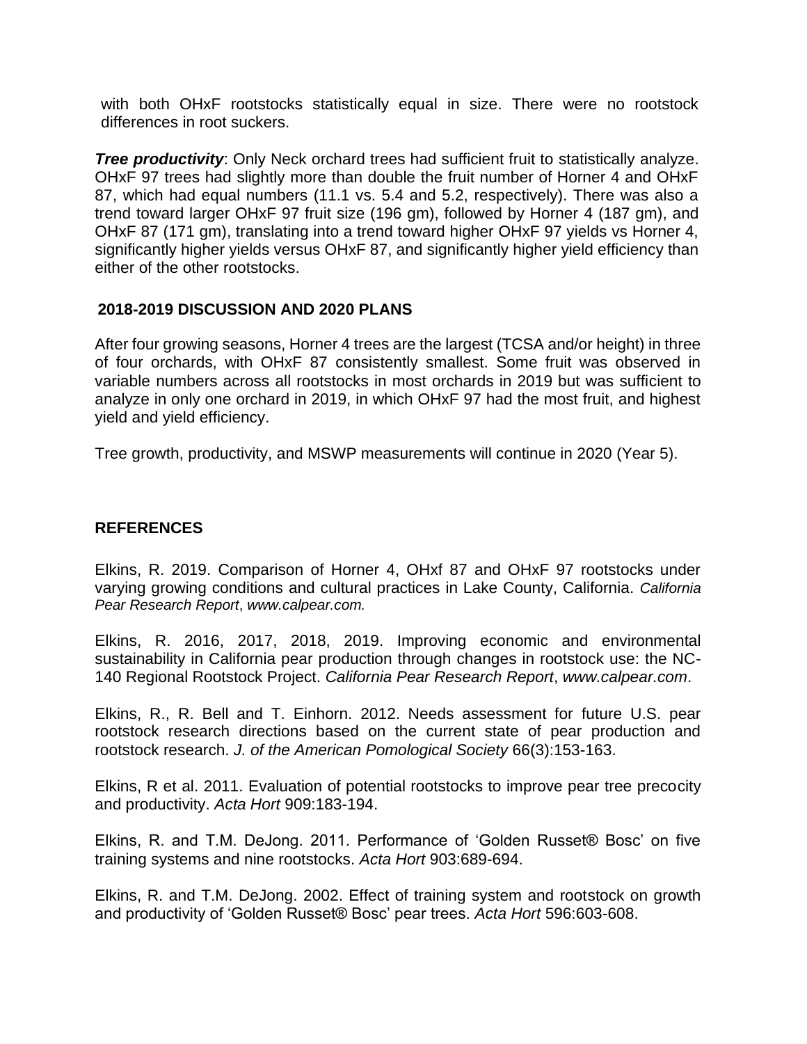with both OHxF rootstocks statistically equal in size. There were no rootstock differences in root suckers.

***Tree productivity***: Only Neck orchard trees had sufficient fruit to statistically analyze. OHxF 97 trees had slightly more than double the fruit number of Horner 4 and OHxF 87, which had equal numbers (11.1 vs. 5.4 and 5.2, respectively). There was also a trend toward larger OHxF 97 fruit size (196 gm), followed by Horner 4 (187 gm), and OHxF 87 (171 gm), translating into a trend toward higher OHxF 97 yields vs Horner 4, significantly higher yields versus OHxF 87, and significantly higher yield efficiency than either of the other rootstocks.

## 2018-2019 DISCUSSION AND 2020 PLANS

After four growing seasons, Horner 4 trees are the largest (TCSA and/or height) in three of four orchards, with OHxF 87 consistently smallest. Some fruit was observed in variable numbers across all rootstocks in most orchards in 2019 but was sufficient to analyze in only one orchard in 2019, in which OHxF 97 had the most fruit, and highest yield and yield efficiency.

Tree growth, productivity, and MSWP measurements will continue in 2020 (Year 5).

## REFERENCES

Elkins, R. 2019. Comparison of Horner 4, OHxf 87 and OHxF 97 rootstocks under varying growing conditions and cultural practices in Lake County, California. *California Pear Research Report*, *www.calpear.com.*

Elkins, R. 2016, 2017, 2018, 2019. Improving economic and environmental sustainability in California pear production through changes in rootstock use: the NC-140 Regional Rootstock Project. *California Pear Research Report*, *www.calpear.com*.

Elkins, R., R. Bell and T. Einhorn. 2012. Needs assessment for future U.S. pear rootstock research directions based on the current state of pear production and rootstock research. *J. of the American Pomological Society* 66(3):153-163.

Elkins, R et al. 2011. Evaluation of potential rootstocks to improve pear tree precocity and productivity. *Acta Hort* 909:183-194.

Elkins, R. and T.M. DeJong. 2011. Performance of 'Golden Russet® Bosc' on five training systems and nine rootstocks. *Acta Hort* 903:689-694.

Elkins, R. and T.M. DeJong. 2002. Effect of training system and rootstock on growth and productivity of 'Golden Russet® Bosc' pear trees. *Acta Hort* 596:603-608.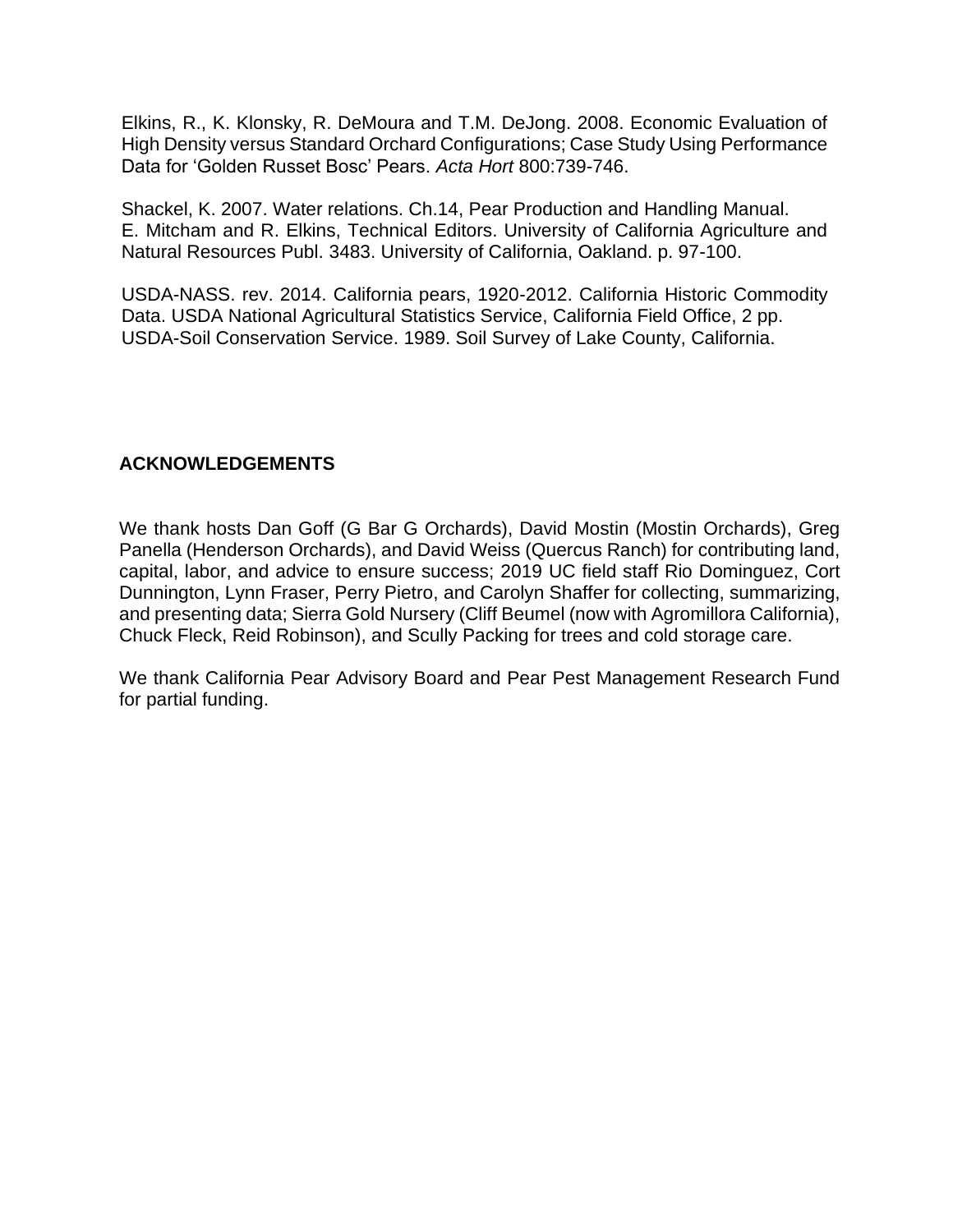Elkins, R., K. Klonsky, R. DeMoura and T.M. DeJong. 2008. Economic Evaluation of High Density versus Standard Orchard Configurations; Case Study Using Performance Data for 'Golden Russet Bosc' Pears. *Acta Hort* 800:739-746.

Shackel, K. 2007. Water relations. Ch.14, Pear Production and Handling Manual. E. Mitcham and R. Elkins, Technical Editors. University of California Agriculture and Natural Resources Publ. 3483. University of California, Oakland. p. 97-100.

USDA-NASS. rev. 2014. California pears, 1920-2012. California Historic Commodity Data. USDA National Agricultural Statistics Service, California Field Office, 2 pp.
USDA-Soil Conservation Service. 1989. Soil Survey of Lake County, California.

## ACKNOWLEDGEMENTS

We thank hosts Dan Goff (G Bar G Orchards), David Mostin (Mostin Orchards), Greg Panella (Henderson Orchards), and David Weiss (Quercus Ranch) for contributing land, capital, labor, and advice to ensure success; 2019 UC field staff Rio Dominguez, Cort Dunnington, Lynn Fraser, Perry Pietro, and Carolyn Shaffer for collecting, summarizing, and presenting data; Sierra Gold Nursery (Cliff Beumel (now with Agromillora California), Chuck Fleck, Reid Robinson), and Scully Packing for trees and cold storage care.

We thank California Pear Advisory Board and Pear Pest Management Research Fund for partial funding.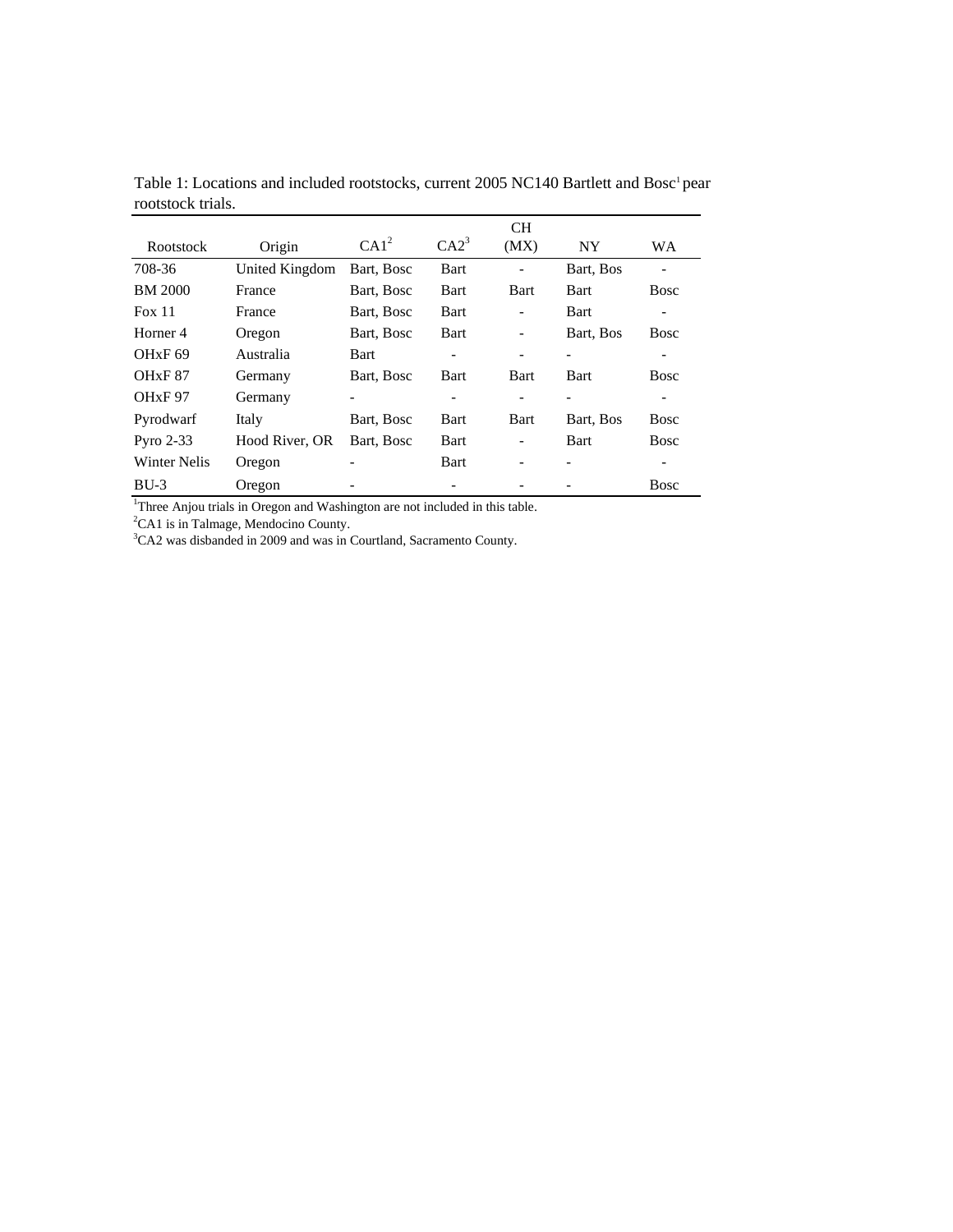Table 1: Locations and included rootstocks, current 2005 NC140 Bartlett and Bosc[1] pear rootstock trials.

| Rootstock | Origin | CA1[2] | CA2[3] | CH (MX) | NY | WA |
|---|---|---|---|---|---|---|
| 708-36 | United Kingdom | Bart, Bosc | Bart | - | Bart, Bos | - |
| BM 2000 | France | Bart, Bosc | Bart | Bart | Bart | Bosc |
| Fox 11 | France | Bart, Bosc | Bart | - | Bart | - |
| Horner 4 | Oregon | Bart, Bosc | Bart | - | Bart, Bos | Bosc |
| OHxF 69 | Australia | Bart | - | - | - | - |
| OHxF 87 | Germany | Bart, Bosc | Bart | Bart | Bart | Bosc |
| OHxF 97 | Germany | - | - | - | - | - |
| Pyrodwarf | Italy | Bart, Bosc | Bart | Bart | Bart, Bos | Bosc |
| Pyro 2-33 | Hood River, OR | Bart, Bosc | Bart | - | Bart | Bosc |
| Winter Nelis | Oregon | - | Bart | - | - | - |
| BU-3 | Oregon | - | - | - | - | Bosc |

[1]Three Anjou trials in Oregon and Washington are not included in this table.
[2]CA1 is in Talmage, Mendocino County.
[3]CA2 was disbanded in 2009 and was in Courtland, Sacramento County.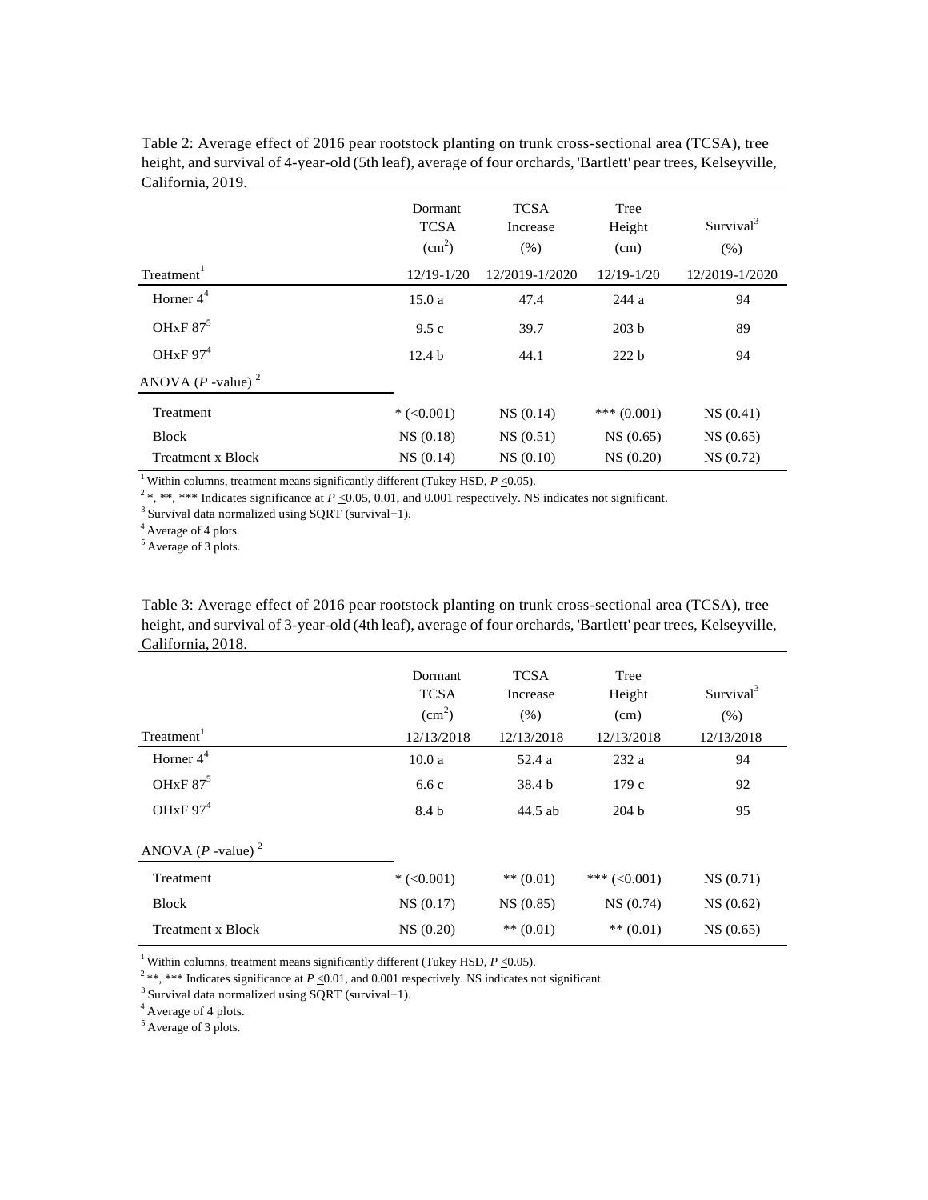Table 2: Average effect of 2016 pear rootstock planting on trunk cross-sectional area (TCSA), tree height, and survival of 4-year-old (5th leaf), average of four orchards, 'Bartlett' pear trees, Kelseyville, California, 2019.

| Treatment[1] | Dormant TCSA ($cm^2$) 12/19-1/20 | TCSA Increase (%) 12/2019-1/2020 | Tree Height (cm) 12/19-1/20 | Survival[3] (%) 12/2019-1/2020 |
|---|---|---|---|---|
| Horner 4[4] | 15.0 a | 47.4 | 244 a | 94 |
| OHxF 87[5] | 9.5 c | 39.7 | 203 b | 89 |
| OHxF 97[4] | 12.4 b | 44.1 | 222 b | 94 |
| ANOVA (*P* -value)[2] | | | | |
| Treatment | * (<0.001) | NS (0.14) | *** (0.001) | NS (0.41) |
| Block | NS (0.18) | NS (0.51) | NS (0.65) | NS (0.65) |
| Treatment x Block | NS (0.14) | NS (0.10) | NS (0.20) | NS (0.72) |

[1] Within columns, treatment means significantly different (Tukey HSD, $P \leq 0.05$).
[2] *, **, *** Indicates significance at $P \leq 0.05$, 0.01, and 0.001 respectively. NS indicates not significant.
[3] Survival data normalized using SQRT (survival+1).
[4] Average of 4 plots.
[5] Average of 3 plots.

Table 3: Average effect of 2016 pear rootstock planting on trunk cross-sectional area (TCSA), tree height, and survival of 3-year-old (4th leaf), average of four orchards, 'Bartlett' pear trees, Kelseyville, California, 2018.

| Treatment[1] | Dormant TCSA ($cm^2$) 12/13/2018 | TCSA Increase (%) 12/13/2018 | Tree Height (cm) 12/13/2018 | Survival[3] (%) 12/13/2018 |
|---|---|---|---|---|
| Horner 4[4] | 10.0 a | 52.4 a | 232 a | 94 |
| OHxF 87[5] | 6.6 c | 38.4 b | 179 c | 92 |
| OHxF 97[4] | 8.4 b | 44.5 ab | 204 b | 95 |
| ANOVA (*P* -value)[2] | | | | |
| Treatment | * (<0.001) | ** (0.01) | *** (<0.001) | NS (0.71) |
| Block | NS (0.17) | NS (0.85) | NS (0.74) | NS (0.62) |
| Treatment x Block | NS (0.20) | ** (0.01) | ** (0.01) | NS (0.65) |

[1] Within columns, treatment means significantly different (Tukey HSD, $P \leq 0.05$).
[2] **, *** Indicates significance at $P \leq 0.01$, and 0.001 respectively. NS indicates not significant.
[3] Survival data normalized using SQRT (survival+1).
[4] Average of 4 plots.
[5] Average of 3 plots.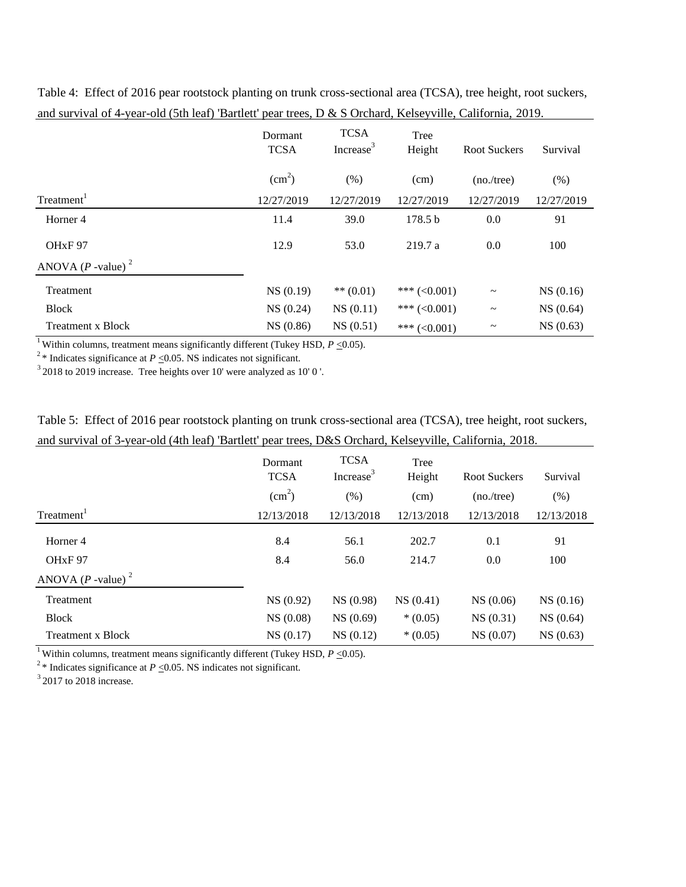Table 4: Effect of 2016 pear rootstock planting on trunk cross-sectional area (TCSA), tree height, root suckers, and survival of 4-year-old (5th leaf) 'Bartlett' pear trees, D & S Orchard, Kelseyville, California, 2019.

| Treatment[1] | Dormant TCSA ($cm^2$) 12/27/2019 | TCSA Increase[3] (%) 12/27/2019 | Tree Height (cm) 12/27/2019 | Root Suckers (no./tree) 12/27/2019 | Survival (%) 12/27/2019 |
|---|---|---|---|---|---|
| Horner 4 | 11.4 | 39.0 | 178.5 b | 0.0 | 91 |
| OHxF 97 | 12.9 | 53.0 | 219.7 a | 0.0 | 100 |
| ANOVA (*P* -value) [2] | | | | | |
| Treatment | NS (0.19) | ** (0.01) | *** (<0.001) | ~ | NS (0.16) |
| Block | NS (0.24) | NS (0.11) | *** (<0.001) | ~ | NS (0.64) |
| Treatment x Block | NS (0.86) | NS (0.51) | *** (<0.001) | ~ | NS (0.63) |

[1] Within columns, treatment means significantly different (Tukey HSD, $P \leq 0.05$).
[2] * Indicates significance at $P \leq 0.05$. NS indicates not significant.
[3] 2018 to 2019 increase. Tree heights over 10' were analyzed as 10' 0 '.

Table 5: Effect of 2016 pear rootstock planting on trunk cross-sectional area (TCSA), tree height, root suckers, and survival of 3-year-old (4th leaf) 'Bartlett' pear trees, D&S Orchard, Kelseyville, California, 2018.

| Treatment[1] | Dormant TCSA ($cm^2$) 12/13/2018 | TCSA Increase[3] (%) 12/13/2018 | Tree Height (cm) 12/13/2018 | Root Suckers (no./tree) 12/13/2018 | Survival (%) 12/13/2018 |
|---|---|---|---|---|---|
| Horner 4 | 8.4 | 56.1 | 202.7 | 0.1 | 91 |
| OHxF 97 | 8.4 | 56.0 | 214.7 | 0.0 | 100 |
| ANOVA (*P* -value) [2] | | | | | |
| Treatment | NS (0.92) | NS (0.98) | NS (0.41) | NS (0.06) | NS (0.16) |
| Block | NS (0.08) | NS (0.69) | * (0.05) | NS (0.31) | NS (0.64) |
| Treatment x Block | NS (0.17) | NS (0.12) | * (0.05) | NS (0.07) | NS (0.63) |

[1] Within columns, treatment means significantly different (Tukey HSD, $P \leq 0.05$).
[2] * Indicates significance at $P \leq 0.05$. NS indicates not significant.
[3] 2017 to 2018 increase.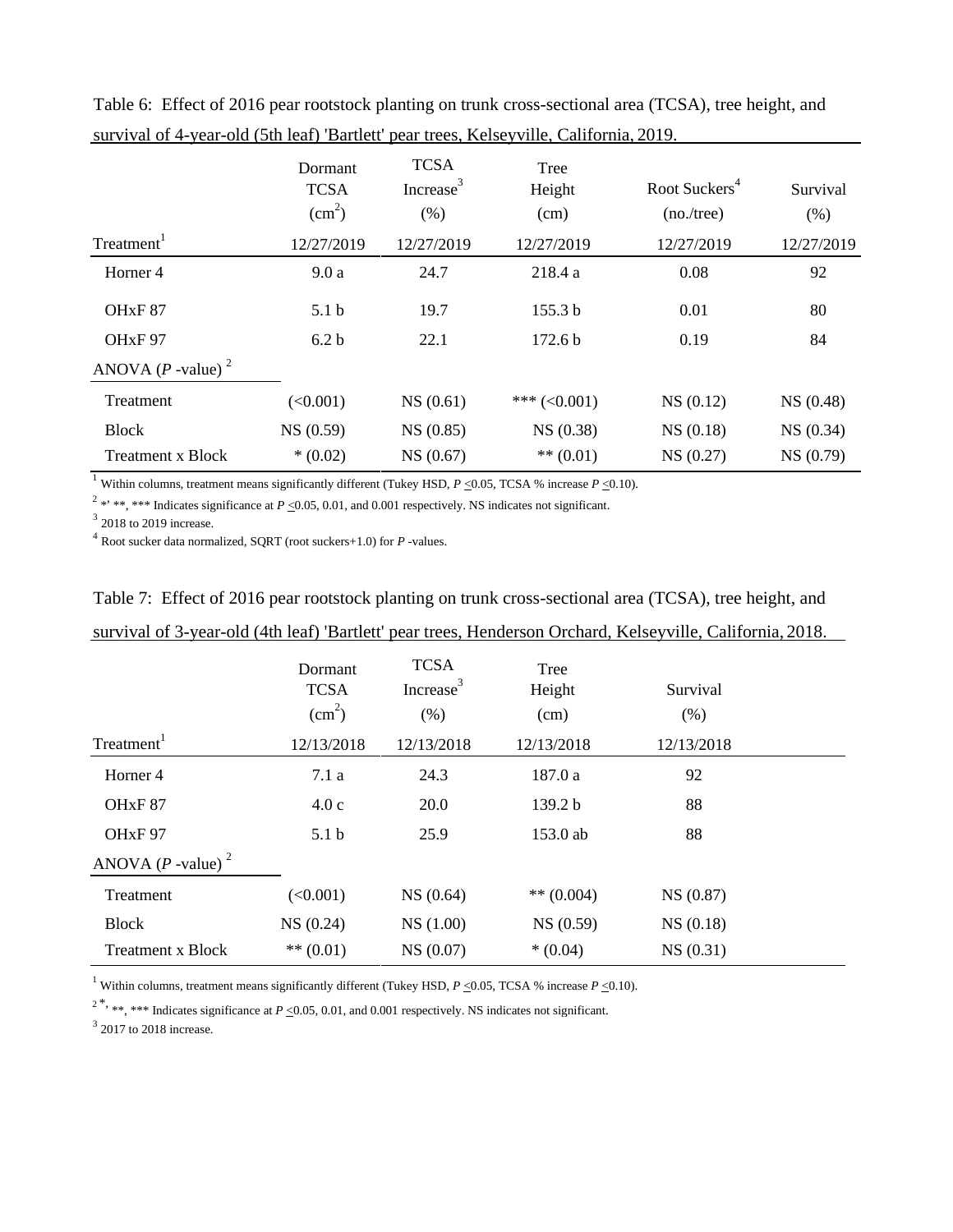Table 6: Effect of 2016 pear rootstock planting on trunk cross-sectional area (TCSA), tree height, and survival of 4-year-old (5th leaf) 'Bartlett' pear trees, Kelseyville, California, 2019.

| Treatment[1] | Dormant TCSA ($cm^2$) 12/27/2019 | TCSA Increase[3] (%) 12/27/2019 | Tree Height (cm) 12/27/2019 | Root Suckers[4] (no./tree) 12/27/2019 | Survival (%) 12/27/2019 |
|---|---|---|---|---|---|
| Horner 4 | 9.0 a | 24.7 | 218.4 a | 0.08 | 92 |
| OHxF 87 | 5.1 b | 19.7 | 155.3 b | 0.01 | 80 |
| OHxF 97 | 6.2 b | 22.1 | 172.6 b | 0.19 | 84 |
| ANOVA (*P* -value) [2] | | | | | |
| Treatment | (<0.001) | NS (0.61) | *** (<0.001) | NS (0.12) | NS (0.48) |
| Block | NS (0.59) | NS (0.85) | NS (0.38) | NS (0.18) | NS (0.34) |
| Treatment x Block | * (0.02) | NS (0.67) | ** (0.01) | NS (0.27) | NS (0.79) |

[1] Within columns, treatment means significantly different (Tukey HSD, $P \leq 0.05$, TCSA % increase $P \leq 0.10$).

[2] *, **, *** Indicates significance at $P \leq 0.05$, 0.01, and 0.001 respectively. NS indicates not significant.

[3] 2018 to 2019 increase.

[4] Root sucker data normalized, SQRT (root suckers+1.0) for *P* -values.

Table 7: Effect of 2016 pear rootstock planting on trunk cross-sectional area (TCSA), tree height, and survival of 3-year-old (4th leaf) 'Bartlett' pear trees, Henderson Orchard, Kelseyville, California, 2018.

| Treatment[1] | Dormant TCSA ($cm^2$) 12/13/2018 | TCSA Increase[3] (%) 12/13/2018 | Tree Height (cm) 12/13/2018 | Survival (%) 12/13/2018 |
|---|---|---|---|---|
| Horner 4 | 7.1 a | 24.3 | 187.0 a | 92 |
| OHxF 87 | 4.0 c | 20.0 | 139.2 b | 88 |
| OHxF 97 | 5.1 b | 25.9 | 153.0 ab | 88 |
| ANOVA (*P* -value) [2] | | | | |
| Treatment | (<0.001) | NS (0.64) | ** (0.004) | NS (0.87) |
| Block | NS (0.24) | NS (1.00) | NS (0.59) | NS (0.18) |
| Treatment x Block | ** (0.01) | NS (0.07) | * (0.04) | NS (0.31) |

[1] Within columns, treatment means significantly different (Tukey HSD, $P \leq 0.05$, TCSA % increase $P \leq 0.10$).

[2] *, **, *** Indicates significance at $P \leq 0.05$, 0.01, and 0.001 respectively. NS indicates not significant.

[3] 2017 to 2018 increase.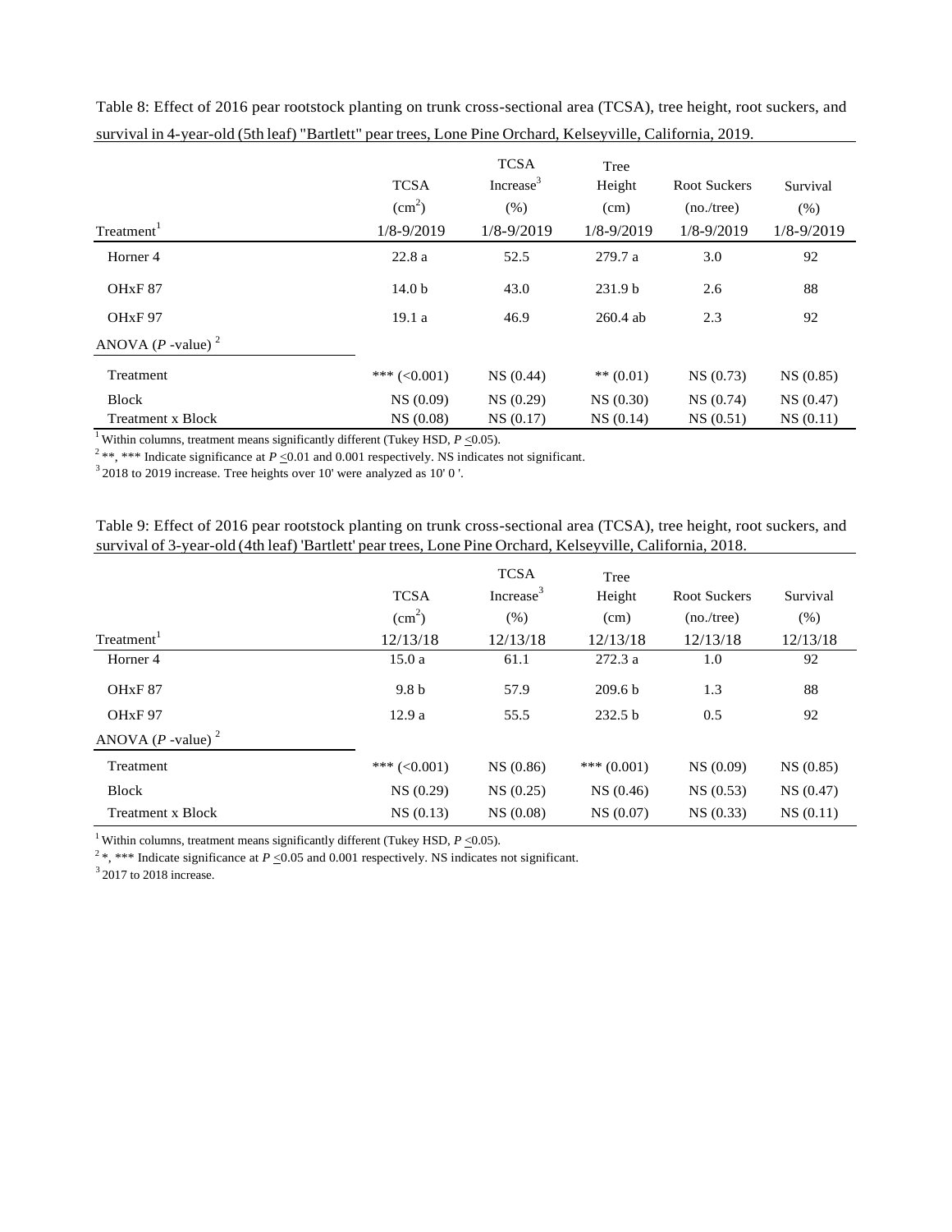Table 8: Effect of 2016 pear rootstock planting on trunk cross-sectional area (TCSA), tree height, root suckers, and survival in 4-year-old (5th leaf) "Bartlett" pear trees, Lone Pine Orchard, Kelseyville, California, 2019.

| Treatment[1] | TCSA ($cm^2$) 1/8-9/2019 | TCSA Increase[3] (%) 1/8-9/2019 | Tree Height (cm) 1/8-9/2019 | Root Suckers (no./tree) 1/8-9/2019 | Survival (%) 1/8-9/2019 |
|---|---|---|---|---|---|
| Horner 4 | 22.8 a | 52.5 | 279.7 a | 3.0 | 92 |
| OHxF 87 | 14.0 b | 43.0 | 231.9 b | 2.6 | 88 |
| OHxF 97 | 19.1 a | 46.9 | 260.4 ab | 2.3 | 92 |
| ANOVA (*P* -value)[2] | | | | | |
| Treatment | *** (<0.001) | NS (0.44) | ** (0.01) | NS (0.73) | NS (0.85) |
| Block | NS (0.09) | NS (0.29) | NS (0.30) | NS (0.74) | NS (0.47) |
| Treatment x Block | NS (0.08) | NS (0.17) | NS (0.14) | NS (0.51) | NS (0.11) |

[1] Within columns, treatment means significantly different (Tukey HSD, $P \leq 0.05$).
[2] **, *** Indicate significance at $P \leq 0.01$ and 0.001 respectively. NS indicates not significant.
[3] 2018 to 2019 increase. Tree heights over 10' were analyzed as 10' 0 '.

Table 9: Effect of 2016 pear rootstock planting on trunk cross-sectional area (TCSA), tree height, root suckers, and survival of 3-year-old (4th leaf) 'Bartlett' pear trees, Lone Pine Orchard, Kelseyville, California, 2018.

| Treatment[1] | TCSA ($cm^2$) 12/13/18 | TCSA Increase[3] (%) 12/13/18 | Tree Height (cm) 12/13/18 | Root Suckers (no./tree) 12/13/18 | Survival (%) 12/13/18 |
|---|---|---|---|---|---|
| Horner 4 | 15.0 a | 61.1 | 272.3 a | 1.0 | 92 |
| OHxF 87 | 9.8 b | 57.9 | 209.6 b | 1.3 | 88 |
| OHxF 97 | 12.9 a | 55.5 | 232.5 b | 0.5 | 92 |
| ANOVA (*P* -value)[2] | | | | | |
| Treatment | *** (<0.001) | NS (0.86) | *** (0.001) | NS (0.09) | NS (0.85) |
| Block | NS (0.29) | NS (0.25) | NS (0.46) | NS (0.53) | NS (0.47) |
| Treatment x Block | NS (0.13) | NS (0.08) | NS (0.07) | NS (0.33) | NS (0.11) |

[1] Within columns, treatment means significantly different (Tukey HSD, $P \leq 0.05$).
[2] *, *** Indicate significance at $P \leq 0.05$ and 0.001 respectively. NS indicates not significant.
[3] 2017 to 2018 increase.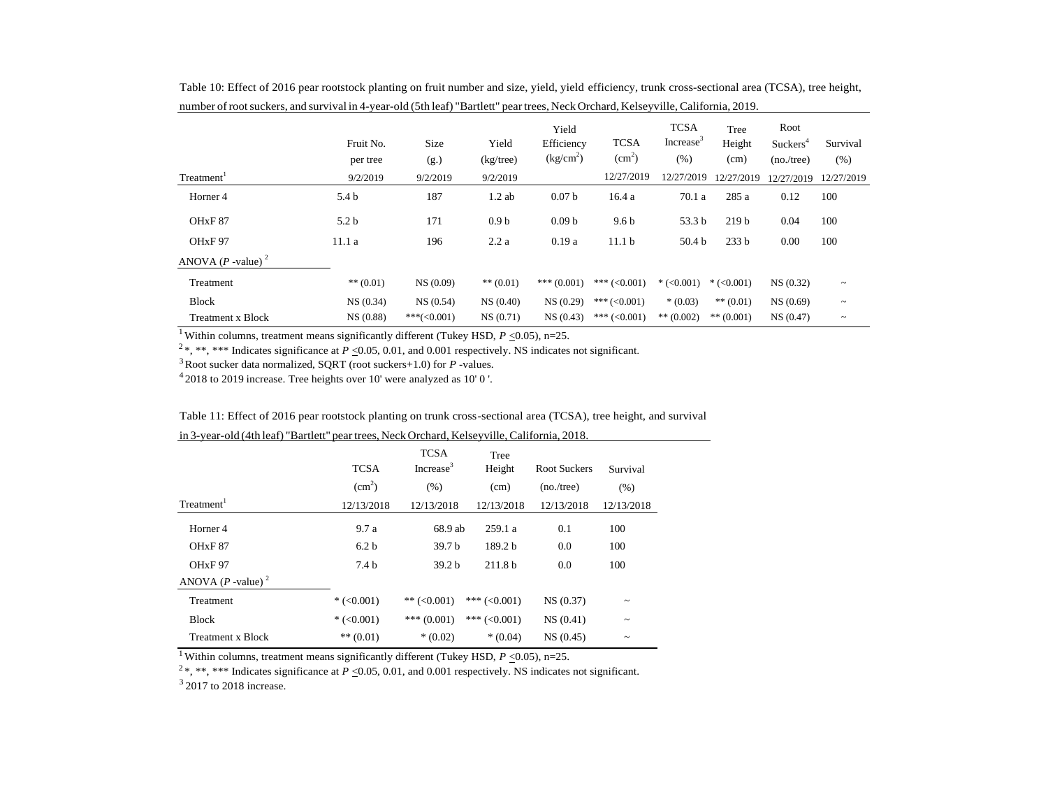Table 10: Effect of 2016 pear rootstock planting on fruit number and size, yield, yield efficiency, trunk cross-sectional area (TCSA), tree height, number of root suckers, and survival in 4-year-old (5th leaf) "Bartlett" pear trees, Neck Orchard, Kelseyville, California, 2019.

| | Fruit No. per tree | Size (g.) | Yield (kg/tree) | Yield Efficiency ($kg/cm^2$) | TCSA ($cm^2$) | TCSA Increase[3] (%) | Tree Height (cm) | Root Suckers[4] (no./tree) | Survival (%) |
|---|---|---|---|---|---|---|---|---|---|
| Treatment[1] | 9/2/2019 | 9/2/2019 | 9/2/2019 | | 12/27/2019 | 12/27/2019 | 12/27/2019 | 12/27/2019 | 12/27/2019 |
| Horner 4 | 5.4 b | 187 | 1.2 ab | 0.07 b | 16.4 a | 70.1 a | 285 a | 0.12 | 100 |
| OHxF 87 | 5.2 b | 171 | 0.9 b | 0.09 b | 9.6 b | 53.3 b | 219 b | 0.04 | 100 |
| OHxF 97 | 11.1 a | 196 | 2.2 a | 0.19 a | 11.1 b | 50.4 b | 233 b | 0.00 | 100 |
| ANOVA (*P* -value)[2] | | | | | | | | | |
| Treatment | ** (0.01) | NS (0.09) | ** (0.01) | *** (0.001) | *** (<0.001) | * (<0.001) | * (<0.001) | NS (0.32) | ~ |
| Block | NS (0.34) | NS (0.54) | NS (0.40) | NS (0.29) | *** (<0.001) | * (0.03) | ** (0.01) | NS (0.69) | ~ |
| Treatment x Block | NS (0.88) | ***(<0.001) | NS (0.71) | NS (0.43) | *** (<0.001) | ** (0.002) | ** (0.001) | NS (0.47) | ~ |

[1] Within columns, treatment means significantly different (Tukey HSD, $P \leq 0.05$), n=25.
[2] *, **, *** Indicates significance at $P \leq 0.05$, 0.01, and 0.001 respectively. NS indicates not significant.
[3] Root sucker data normalized, SQRT (root suckers+1.0) for *P* -values.
[4] 2018 to 2019 increase. Tree heights over 10' were analyzed as 10' 0 '.

Table 11: Effect of 2016 pear rootstock planting on trunk cross-sectional area (TCSA), tree height, and survival in 3-year-old (4th leaf) "Bartlett" pear trees, Neck Orchard, Kelseyville, California, 2018.

| | TCSA ($cm^2$) | TCSA Increase[3] (%) | Tree Height (cm) | Root Suckers (no./tree) | Survival (%) |
|---|---|---|---|---|---|
| Treatment[1] | 12/13/2018 | 12/13/2018 | 12/13/2018 | 12/13/2018 | 12/13/2018 |
| Horner 4 | 9.7 a | 68.9 ab | 259.1 a | 0.1 | 100 |
| OHxF 87 | 6.2 b | 39.7 b | 189.2 b | 0.0 | 100 |
| OHxF 97 | 7.4 b | 39.2 b | 211.8 b | 0.0 | 100 |
| ANOVA (*P* -value)[2] | | | | | |
| Treatment | * (<0.001) | ** (<0.001) | *** (<0.001) | NS (0.37) | ~ |
| Block | * (<0.001) | *** (0.001) | *** (<0.001) | NS (0.41) | ~ |
| Treatment x Block | ** (0.01) | * (0.02) | * (0.04) | NS (0.45) | ~ |

[1] Within columns, treatment means significantly different (Tukey HSD, $P \leq 0.05$), n=25.
[2] *, **, *** Indicates significance at $P \leq 0.05$, 0.01, and 0.001 respectively. NS indicates not significant.
[3] 2017 to 2018 increase.